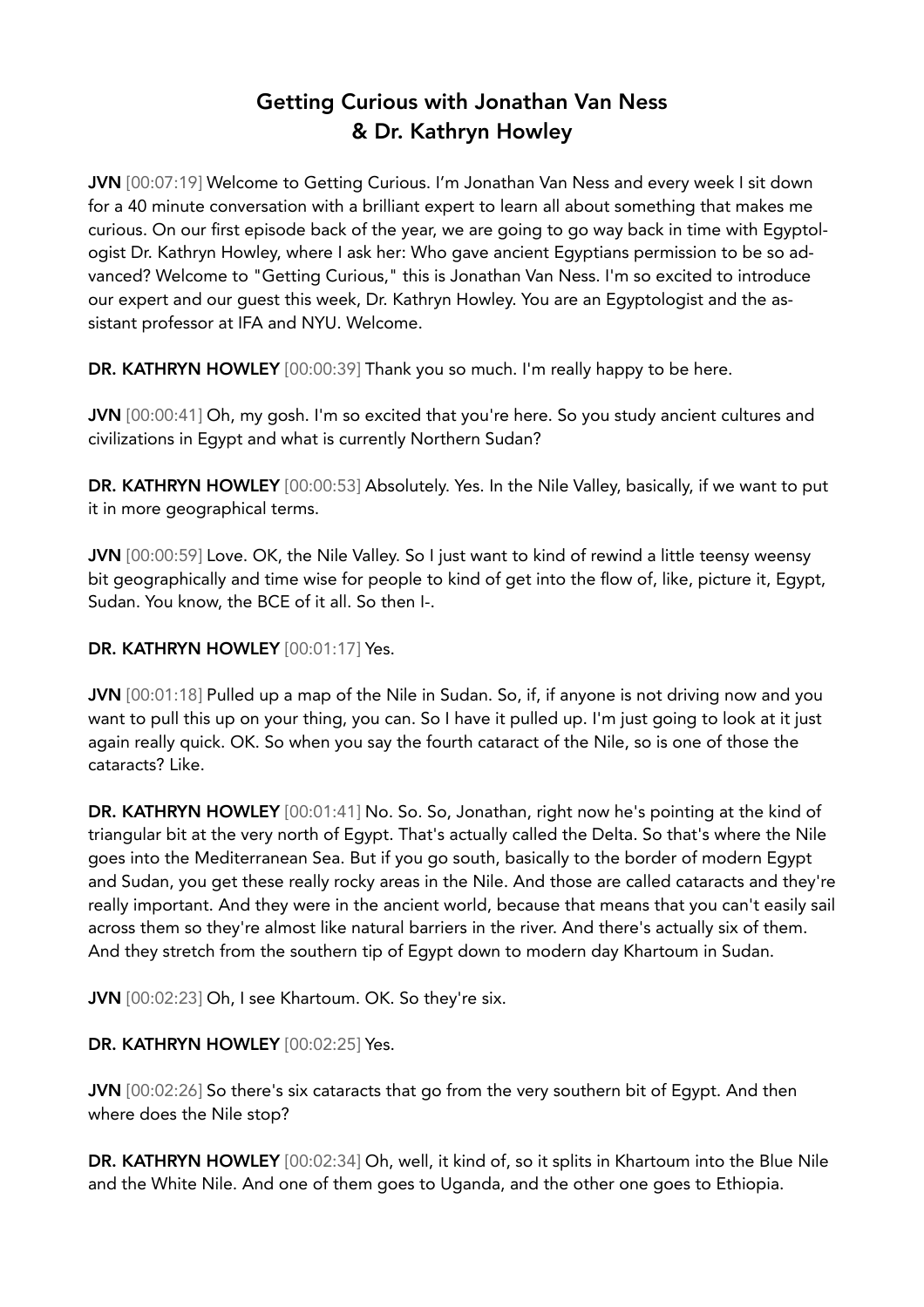# Getting Curious with Jonathan Van Ness & Dr. Kathryn Howley

**JVN** [00:07:19] Welcome to Getting Curious. I'm Jonathan Van Ness and every week I sit down for a 40 minute conversation with a brilliant expert to learn all about something that makes me curious. On our first episode back of the year, we are going to go way back in time with Egyptologist Dr. Kathryn Howley, where I ask her: Who gave ancient Egyptians permission to be so advanced? Welcome to "Getting Curious," this is Jonathan Van Ness. I'm so excited to introduce our expert and our guest this week, Dr. Kathryn Howley. You are an Egyptologist and the assistant professor at IFA and NYU. Welcome.

**DR. KATHRYN HOWLEY** [00:00:39] Thank you so much. I'm really happy to be here.

**JVN** [00:00:41] Oh, my gosh. I'm so excited that you're here. So you study ancient cultures and civilizations in Egypt and what is currently Northern Sudan?

**DR. KATHRYN HOWLEY** [00:00:53] Absolutely. Yes. In the Nile Valley, basically, if we want to put it in more geographical terms.

**JVN** [00:00:59] Love. OK, the Nile Valley. So I just want to kind of rewind a little teensy weensy bit geographically and time wise for people to kind of get into the flow of, like, picture it, Egypt, Sudan. You know, the BCE of it all. So then I-.

**DR. KATHRYN HOWLEY** [00:01:17] Yes.

**JVN** [00:01:18] Pulled up a map of the Nile in Sudan. So, if, if anyone is not driving now and you want to pull this up on your thing, you can. So I have it pulled up. I'm just going to look at it just again really quick. OK. So when you say the fourth cataract of the Nile, so is one of those the cataracts? Like.

**DR. KATHRYN HOWLEY** [00:01:41] No. So. So, Jonathan, right now he's pointing at the kind of triangular bit at the very north of Egypt. That's actually called the Delta. So that's where the Nile goes into the Mediterranean Sea. But if you go south, basically to the border of modern Egypt and Sudan, you get these really rocky areas in the Nile. And those are called cataracts and they're really important. And they were in the ancient world, because that means that you can't easily sail across them so they're almost like natural barriers in the river. And there's actually six of them. And they stretch from the southern tip of Egypt down to modern day Khartoum in Sudan.

**JVN** [00:02:23] Oh, I see Khartoum. OK. So they're six.

**DR. KATHRYN HOWLEY** [00:02:25] Yes.

**JVN** [00:02:26] So there's six cataracts that go from the very southern bit of Egypt. And then where does the Nile stop?

**DR. KATHRYN HOWLEY** [00:02:34] Oh, well, it kind of, so it splits in Khartoum into the Blue Nile and the White Nile. And one of them goes to Uganda, and the other one goes to Ethiopia.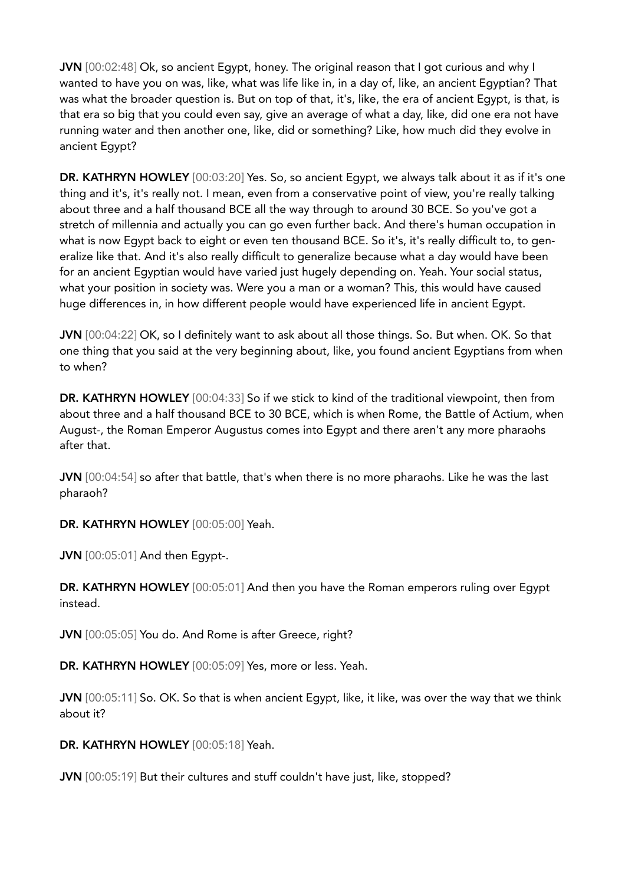**JVN** [00:02:48] Ok, so ancient Egypt, honey. The original reason that I got curious and why I wanted to have you on was, like, what was life like in, in a day of, like, an ancient Egyptian? That was what the broader question is. But on top of that, it's, like, the era of ancient Egypt, is that, is that era so big that you could even say, give an average of what a day, like, did one era not have running water and then another one, like, did or something? Like, how much did they evolve in ancient Egypt?

**DR. KATHRYN HOWLEY** [00:03:20] Yes. So, so ancient Egypt, we always talk about it as if it's one thing and it's, it's really not. I mean, even from a conservative point of view, you're really talking about three and a half thousand BCE all the way through to around 30 BCE. So you've got a stretch of millennia and actually you can go even further back. And there's human occupation in what is now Egypt back to eight or even ten thousand BCE. So it's, it's really difficult to, to generalize like that. And it's also really difficult to generalize because what a day would have been for an ancient Egyptian would have varied just hugely depending on. Yeah. Your social status, what your position in society was. Were you a man or a woman? This, this would have caused huge differences in, in how different people would have experienced life in ancient Egypt.

**JVN** [00:04:22] OK, so I definitely want to ask about all those things. So. But when. OK. So that one thing that you said at the very beginning about, like, you found ancient Egyptians from when to when?

**DR. KATHRYN HOWLEY** [00:04:33] So if we stick to kind of the traditional viewpoint, then from about three and a half thousand BCE to 30 BCE, which is when Rome, the Battle of Actium, when August-, the Roman Emperor Augustus comes into Egypt and there aren't any more pharaohs after that.

**JVN** [00:04:54] so after that battle, that's when there is no more pharaohs. Like he was the last pharaoh?

**DR. KATHRYN HOWLEY** [00:05:00] Yeah.

**JVN** [00:05:01] And then Egypt-.

**DR. KATHRYN HOWLEY** [00:05:01] And then you have the Roman emperors ruling over Egypt instead.

**JVN** [00:05:05] You do. And Rome is after Greece, right?

**DR. KATHRYN HOWLEY** [00:05:09] Yes, more or less. Yeah.

**JVN** [00:05:11] So. OK. So that is when ancient Egypt, like, it like, was over the way that we think about it?

**DR. KATHRYN HOWLEY** [00:05:18] Yeah.

**JVN** [00:05:19] But their cultures and stuff couldn't have just, like, stopped?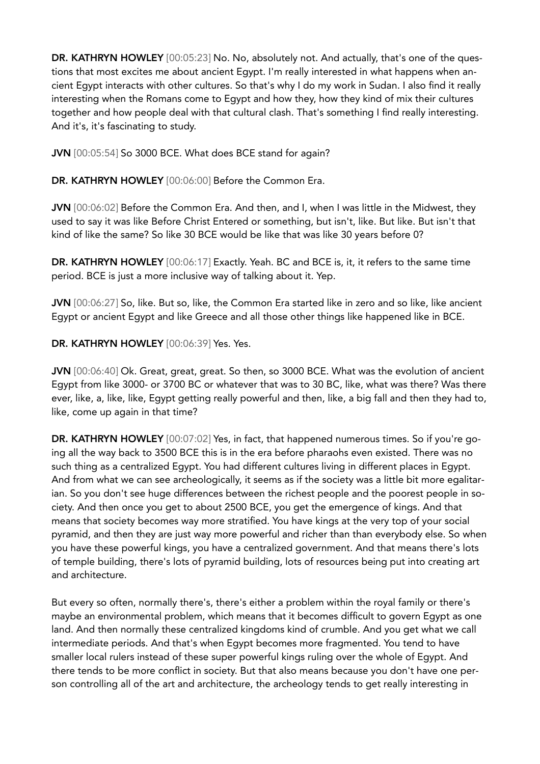**DR. KATHRYN HOWLEY** [00:05:23] No. No, absolutely not. And actually, that's one of the questions that most excites me about ancient Egypt. I'm really interested in what happens when ancient Egypt interacts with other cultures. So that's why I do my work in Sudan. I also find it really interesting when the Romans come to Egypt and how they, how they kind of mix their cultures together and how people deal with that cultural clash. That's something I find really interesting. And it's, it's fascinating to study.

**JVN** [00:05:54] So 3000 BCE. What does BCE stand for again?

**DR. KATHRYN HOWLEY** [00:06:00] Before the Common Era.

**JVN** [00:06:02] Before the Common Era. And then, and I, when I was little in the Midwest, they used to say it was like Before Christ Entered or something, but isn't, like. But like. But isn't that kind of like the same? So like 30 BCE would be like that was like 30 years before 0?

**DR. KATHRYN HOWLEY** [00:06:17] Exactly. Yeah. BC and BCE is, it, it refers to the same time period. BCE is just a more inclusive way of talking about it. Yep.

**JVN** [00:06:27] So, like. But so, like, the Common Era started like in zero and so like, like ancient Egypt or ancient Egypt and like Greece and all those other things like happened like in BCE.

**DR. KATHRYN HOWLEY** [00:06:39] Yes. Yes.

**JVN** [00:06:40] Ok. Great, great, great. So then, so 3000 BCE. What was the evolution of ancient Egypt from like 3000- or 3700 BC or whatever that was to 30 BC, like, what was there? Was there ever, like, a, like, like, Egypt getting really powerful and then, like, a big fall and then they had to, like, come up again in that time?

**DR. KATHRYN HOWLEY** [00:07:02] Yes, in fact, that happened numerous times. So if you're going all the way back to 3500 BCE this is in the era before pharaohs even existed. There was no such thing as a centralized Egypt. You had different cultures living in different places in Egypt. And from what we can see archeologically, it seems as if the society was a little bit more egalitarian. So you don't see huge differences between the richest people and the poorest people in society. And then once you get to about 2500 BCE, you get the emergence of kings. And that means that society becomes way more stratified. You have kings at the very top of your social pyramid, and then they are just way more powerful and richer than than everybody else. So when you have these powerful kings, you have a centralized government. And that means there's lots of temple building, there's lots of pyramid building, lots of resources being put into creating art and architecture.

But every so often, normally there's, there's either a problem within the royal family or there's maybe an environmental problem, which means that it becomes difficult to govern Egypt as one land. And then normally these centralized kingdoms kind of crumble. And you get what we call intermediate periods. And that's when Egypt becomes more fragmented. You tend to have smaller local rulers instead of these super powerful kings ruling over the whole of Egypt. And there tends to be more conflict in society. But that also means because you don't have one person controlling all of the art and architecture, the archeology tends to get really interesting in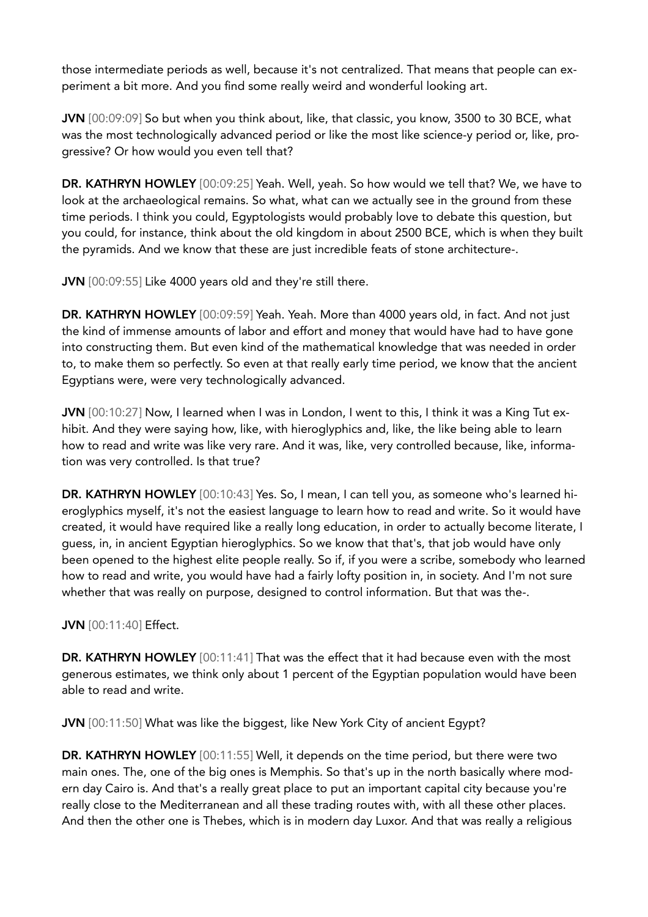those intermediate periods as well, because it's not centralized. That means that people can experiment a bit more. And you find some really weird and wonderful looking art.

**JVN** [00:09:09] So but when you think about, like, that classic, you know, 3500 to 30 BCE, what was the most technologically advanced period or like the most like science-y period or, like, progressive? Or how would you even tell that?

**DR. KATHRYN HOWLEY** [00:09:25] Yeah. Well, yeah. So how would we tell that? We, we have to look at the archaeological remains. So what, what can we actually see in the ground from these time periods. I think you could, Egyptologists would probably love to debate this question, but you could, for instance, think about the old kingdom in about 2500 BCE, which is when they built the pyramids. And we know that these are just incredible feats of stone architecture-.

**JVN** [00:09:55] Like 4000 years old and they're still there.

**DR. KATHRYN HOWLEY** [00:09:59] Yeah. Yeah. More than 4000 years old, in fact. And not just the kind of immense amounts of labor and effort and money that would have had to have gone into constructing them. But even kind of the mathematical knowledge that was needed in order to, to make them so perfectly. So even at that really early time period, we know that the ancient Egyptians were, were very technologically advanced.

**JVN** [00:10:27] Now, I learned when I was in London, I went to this, I think it was a King Tut exhibit. And they were saying how, like, with hieroglyphics and, like, the like being able to learn how to read and write was like very rare. And it was, like, very controlled because, like, information was very controlled. Is that true?

**DR. KATHRYN HOWLEY** [00:10:43] Yes. So, I mean, I can tell you, as someone who's learned hieroglyphics myself, it's not the easiest language to learn how to read and write. So it would have created, it would have required like a really long education, in order to actually become literate, I guess, in, in ancient Egyptian hieroglyphics. So we know that that's, that job would have only been opened to the highest elite people really. So if, if you were a scribe, somebody who learned how to read and write, you would have had a fairly lofty position in, in society. And I'm not sure whether that was really on purpose, designed to control information. But that was the-.

**JVN** [00:11:40] Effect.

**DR. KATHRYN HOWLEY** [00:11:41] That was the effect that it had because even with the most generous estimates, we think only about 1 percent of the Egyptian population would have been able to read and write.

**JVN** [00:11:50] What was like the biggest, like New York City of ancient Egypt?

**DR. KATHRYN HOWLEY** [00:11:55] Well, it depends on the time period, but there were two main ones. The, one of the big ones is Memphis. So that's up in the north basically where modern day Cairo is. And that's a really great place to put an important capital city because you're really close to the Mediterranean and all these trading routes with, with all these other places. And then the other one is Thebes, which is in modern day Luxor. And that was really a religious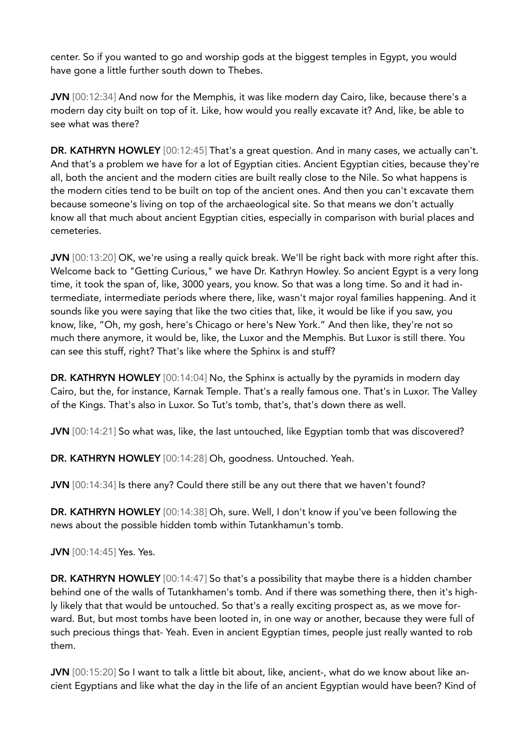center. So if you wanted to go and worship gods at the biggest temples in Egypt, you would have gone a little further south down to Thebes.

**JVN** [00:12:34] And now for the Memphis, it was like modern day Cairo, like, because there's a modern day city built on top of it. Like, how would you really excavate it? And, like, be able to see what was there?

**DR. KATHRYN HOWLEY** [00:12:45] That's a great question. And in many cases, we actually can't. And that's a problem we have for a lot of Egyptian cities. Ancient Egyptian cities, because they're all, both the ancient and the modern cities are built really close to the Nile. So what happens is the modern cities tend to be built on top of the ancient ones. And then you can't excavate them because someone's living on top of the archaeological site. So that means we don't actually know all that much about ancient Egyptian cities, especially in comparison with burial places and cemeteries.

**JVN** [00:13:20] OK, we're using a really quick break. We'll be right back with more right after this. Welcome back to "Getting Curious," we have Dr. Kathryn Howley. So ancient Egypt is a very long time, it took the span of, like, 3000 years, you know. So that was a long time. So and it had intermediate, intermediate periods where there, like, wasn't major royal families happening. And it sounds like you were saying that like the two cities that, like, it would be like if you saw, you know, like, "Oh, my gosh, here's Chicago or here's New York." And then like, they're not so much there anymore, it would be, like, the Luxor and the Memphis. But Luxor is still there. You can see this stuff, right? That's like where the Sphinx is and stuff?

**DR. KATHRYN HOWLEY** [00:14:04] No, the Sphinx is actually by the pyramids in modern day Cairo, but the, for instance, Karnak Temple. That's a really famous one. That's in Luxor. The Valley of the Kings. That's also in Luxor. So Tut's tomb, that's, that's down there as well.

**JVN** [00:14:21] So what was, like, the last untouched, like Egyptian tomb that was discovered?

**DR. KATHRYN HOWLEY** [00:14:28] Oh, goodness. Untouched. Yeah.

**JVN** [00:14:34] Is there any? Could there still be any out there that we haven't found?

**DR. KATHRYN HOWLEY** [00:14:38] Oh, sure. Well, I don't know if you've been following the news about the possible hidden tomb within Tutankhamun's tomb.

**JVN** [00:14:45] Yes. Yes.

**DR. KATHRYN HOWLEY** [00:14:47] So that's a possibility that maybe there is a hidden chamber behind one of the walls of Tutankhamen's tomb. And if there was something there, then it's highly likely that that would be untouched. So that's a really exciting prospect as, as we move forward. But, but most tombs have been looted in, in one way or another, because they were full of such precious things that- Yeah. Even in ancient Egyptian times, people just really wanted to rob them.

**JVN** [00:15:20] So I want to talk a little bit about, like, ancient-, what do we know about like ancient Egyptians and like what the day in the life of an ancient Egyptian would have been? Kind of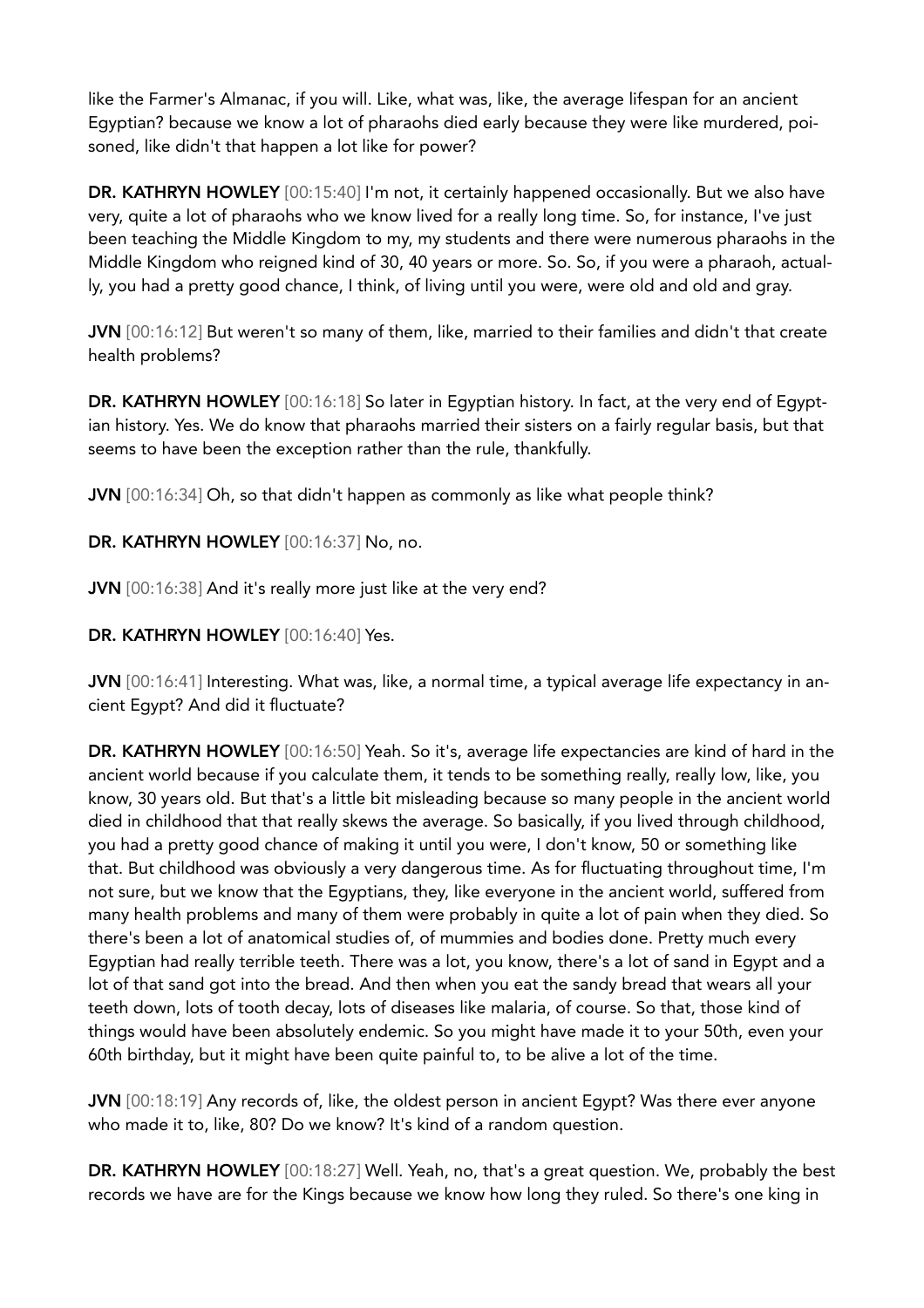like the Farmer's Almanac, if you will. Like, what was, like, the average lifespan for an ancient Egyptian? because we know a lot of pharaohs died early because they were like murdered, poisoned, like didn't that happen a lot like for power?

**DR. KATHRYN HOWLEY** [00:15:40] I'm not, it certainly happened occasionally. But we also have very, quite a lot of pharaohs who we know lived for a really long time. So, for instance, I've just been teaching the Middle Kingdom to my, my students and there were numerous pharaohs in the Middle Kingdom who reigned kind of 30, 40 years or more. So. So, if you were a pharaoh, actually, you had a pretty good chance, I think, of living until you were, were old and old and gray.

**JVN** [00:16:12] But weren't so many of them, like, married to their families and didn't that create health problems?

**DR. KATHRYN HOWLEY** [00:16:18] So later in Egyptian history. In fact, at the very end of Egyptian history. Yes. We do know that pharaohs married their sisters on a fairly regular basis, but that seems to have been the exception rather than the rule, thankfully.

**JVN** [00:16:34] Oh, so that didn't happen as commonly as like what people think?

**DR. KATHRYN HOWLEY** [00:16:37] No, no.

**JVN** [00:16:38] And it's really more just like at the very end?

**DR. KATHRYN HOWLEY** [00:16:40] Yes.

**JVN** [00:16:41] Interesting. What was, like, a normal time, a typical average life expectancy in ancient Egypt? And did it fluctuate?

**DR. KATHRYN HOWLEY** [00:16:50] Yeah. So it's, average life expectancies are kind of hard in the ancient world because if you calculate them, it tends to be something really, really low, like, you know, 30 years old. But that's a little bit misleading because so many people in the ancient world died in childhood that that really skews the average. So basically, if you lived through childhood, you had a pretty good chance of making it until you were, I don't know, 50 or something like that. But childhood was obviously a very dangerous time. As for fluctuating throughout time, I'm not sure, but we know that the Egyptians, they, like everyone in the ancient world, suffered from many health problems and many of them were probably in quite a lot of pain when they died. So there's been a lot of anatomical studies of, of mummies and bodies done. Pretty much every Egyptian had really terrible teeth. There was a lot, you know, there's a lot of sand in Egypt and a lot of that sand got into the bread. And then when you eat the sandy bread that wears all your teeth down, lots of tooth decay, lots of diseases like malaria, of course. So that, those kind of things would have been absolutely endemic. So you might have made it to your 50th, even your 60th birthday, but it might have been quite painful to, to be alive a lot of the time.

**JVN** [00:18:19] Any records of, like, the oldest person in ancient Egypt? Was there ever anyone who made it to, like, 80? Do we know? It's kind of a random question.

**DR. KATHRYN HOWLEY** [00:18:27] Well. Yeah, no, that's a great question. We, probably the best records we have are for the Kings because we know how long they ruled. So there's one king in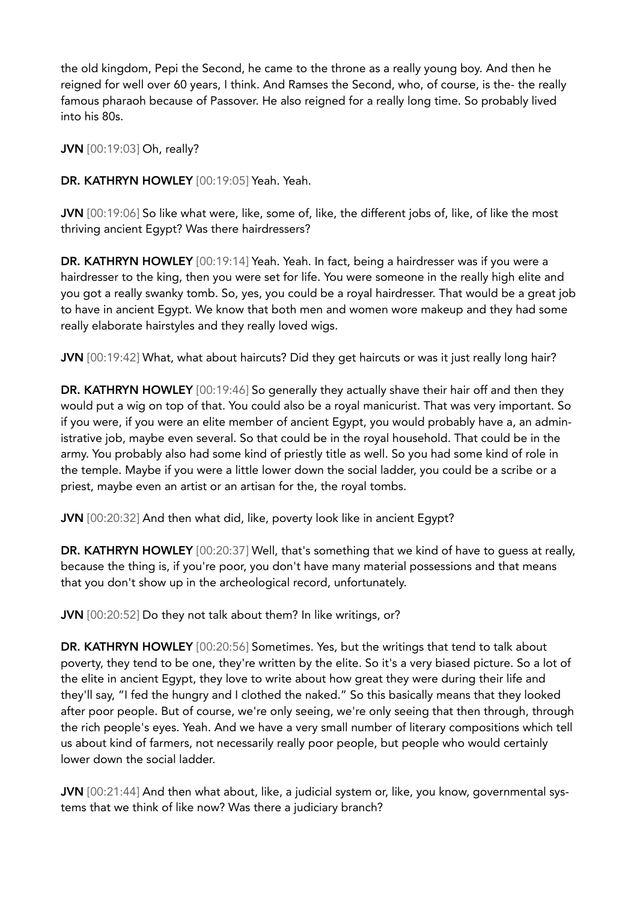the old kingdom, Pepi the Second, he came to the throne as a really young boy. And then he reigned for well over 60 years, I think. And Ramses the Second, who, of course, is the- the really famous pharaoh because of Passover. He also reigned for a really long time. So probably lived into his 80s.

**JVN** [00:19:03] Oh, really?

**DR. KATHRYN HOWLEY** [00:19:05] Yeah. Yeah.

**JVN** [00:19:06] So like what were, like, some of, like, the different jobs of, like, of like the most thriving ancient Egypt? Was there hairdressers?

**DR. KATHRYN HOWLEY** [00:19:14] Yeah. Yeah. In fact, being a hairdresser was if you were a hairdresser to the king, then you were set for life. You were someone in the really high elite and you got a really swanky tomb. So, yes, you could be a royal hairdresser. That would be a great job to have in ancient Egypt. We know that both men and women wore makeup and they had some really elaborate hairstyles and they really loved wigs.

**JVN** [00:19:42] What, what about haircuts? Did they get haircuts or was it just really long hair?

**DR. KATHRYN HOWLEY** [00:19:46] So generally they actually shave their hair off and then they would put a wig on top of that. You could also be a royal manicurist. That was very important. So if you were, if you were an elite member of ancient Egypt, you would probably have a, an administrative job, maybe even several. So that could be in the royal household. That could be in the army. You probably also had some kind of priestly title as well. So you had some kind of role in the temple. Maybe if you were a little lower down the social ladder, you could be a scribe or a priest, maybe even an artist or an artisan for the, the royal tombs.

**JVN** [00:20:32] And then what did, like, poverty look like in ancient Egypt?

**DR. KATHRYN HOWLEY** [00:20:37] Well, that's something that we kind of have to guess at really, because the thing is, if you're poor, you don't have many material possessions and that means that you don't show up in the archeological record, unfortunately.

**JVN** [00:20:52] Do they not talk about them? In like writings, or?

**DR. KATHRYN HOWLEY** [00:20:56] Sometimes. Yes, but the writings that tend to talk about poverty, they tend to be one, they're written by the elite. So it's a very biased picture. So a lot of the elite in ancient Egypt, they love to write about how great they were during their life and they'll say, "I fed the hungry and I clothed the naked." So this basically means that they looked after poor people. But of course, we're only seeing, we're only seeing that then through, through the rich people's eyes. Yeah. And we have a very small number of literary compositions which tell us about kind of farmers, not necessarily really poor people, but people who would certainly lower down the social ladder.

**JVN** [00:21:44] And then what about, like, a judicial system or, like, you know, governmental systems that we think of like now? Was there a judiciary branch?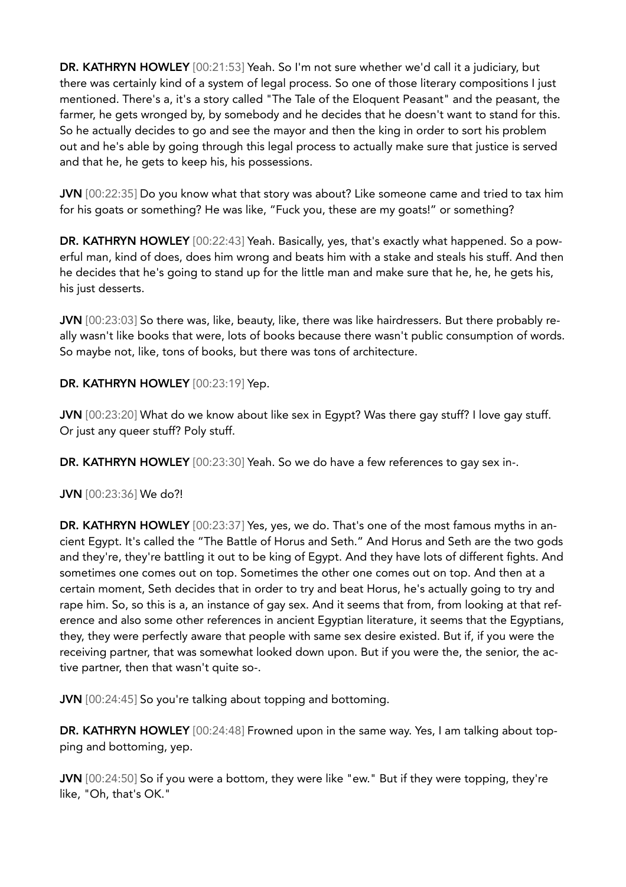**DR. KATHRYN HOWLEY** [00:21:53] Yeah. So I'm not sure whether we'd call it a judiciary, but there was certainly kind of a system of legal process. So one of those literary compositions I just mentioned. There's a, it's a story called "The Tale of the Eloquent Peasant" and the peasant, the farmer, he gets wronged by, by somebody and he decides that he doesn't want to stand for this. So he actually decides to go and see the mayor and then the king in order to sort his problem out and he's able by going through this legal process to actually make sure that justice is served and that he, he gets to keep his, his possessions.

**JVN** [00:22:35] Do you know what that story was about? Like someone came and tried to tax him for his goats or something? He was like, “Fuck you, these are my goats!” or something?

**DR. KATHRYN HOWLEY** [00:22:43] Yeah. Basically, yes, that's exactly what happened. So a powerful man, kind of does, does him wrong and beats him with a stake and steals his stuff. And then he decides that he's going to stand up for the little man and make sure that he, he, he gets his, his just desserts.

**JVN** [00:23:03] So there was, like, beauty, like, there was like hairdressers. But there probably really wasn't like books that were, lots of books because there wasn't public consumption of words. So maybe not, like, tons of books, but there was tons of architecture.

**DR. KATHRYN HOWLEY** [00:23:19] Yep.

**JVN** [00:23:20] What do we know about like sex in Egypt? Was there gay stuff? I love gay stuff. Or just any queer stuff? Poly stuff.

**DR. KATHRYN HOWLEY** [00:23:30] Yeah. So we do have a few references to gay sex in-.

**JVN** [00:23:36] We do?!

**DR. KATHRYN HOWLEY** [00:23:37] Yes, yes, we do. That's one of the most famous myths in ancient Egypt. It's called the “The Battle of Horus and Seth.” And Horus and Seth are the two gods and they're, they're battling it out to be king of Egypt. And they have lots of different fights. And sometimes one comes out on top. Sometimes the other one comes out on top. And then at a certain moment, Seth decides that in order to try and beat Horus, he's actually going to try and rape him. So, so this is a, an instance of gay sex. And it seems that from, from looking at that reference and also some other references in ancient Egyptian literature, it seems that the Egyptians, they, they were perfectly aware that people with same sex desire existed. But if, if you were the receiving partner, that was somewhat looked down upon. But if you were the, the senior, the active partner, then that wasn't quite so-.

**JVN** [00:24:45] So you're talking about topping and bottoming.

**DR. KATHRYN HOWLEY** [00:24:48] Frowned upon in the same way. Yes, I am talking about topping and bottoming, yep.

**JVN** [00:24:50] So if you were a bottom, they were like "ew." But if they were topping, they're like, "Oh, that's OK."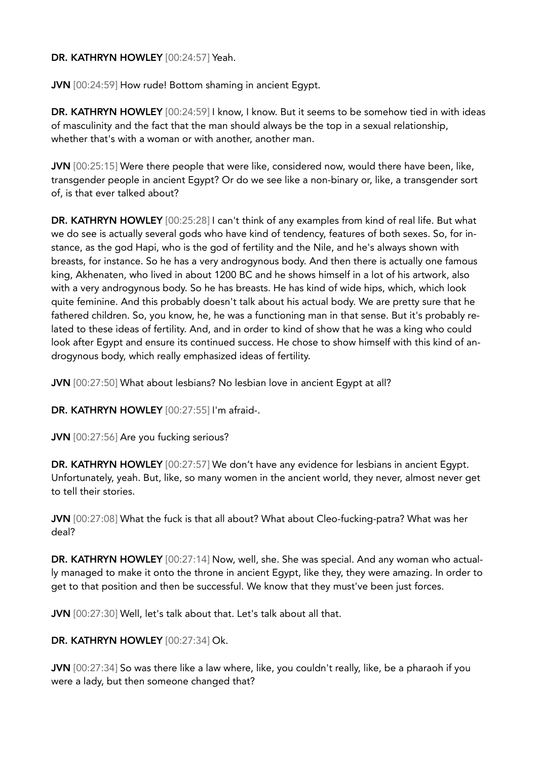**DR. KATHRYN HOWLEY** [00:24:57] Yeah.

**JVN** [00:24:59] How rude! Bottom shaming in ancient Egypt.

**DR. KATHRYN HOWLEY** [00:24:59] I know, I know. But it seems to be somehow tied in with ideas of masculinity and the fact that the man should always be the top in a sexual relationship, whether that's with a woman or with another, another man.

**JVN** [00:25:15] Were there people that were like, considered now, would there have been, like, transgender people in ancient Egypt? Or do we see like a non-binary or, like, a transgender sort of, is that ever talked about?

**DR. KATHRYN HOWLEY** [00:25:28] I can't think of any examples from kind of real life. But what we do see is actually several gods who have kind of tendency, features of both sexes. So, for instance, as the god Hapi, who is the god of fertility and the Nile, and he's always shown with breasts, for instance. So he has a very androgynous body. And then there is actually one famous king, Akhenaten, who lived in about 1200 BC and he shows himself in a lot of his artwork, also with a very androgynous body. So he has breasts. He has kind of wide hips, which, which look quite feminine. And this probably doesn't talk about his actual body. We are pretty sure that he fathered children. So, you know, he, he was a functioning man in that sense. But it's probably related to these ideas of fertility. And, and in order to kind of show that he was a king who could look after Egypt and ensure its continued success. He chose to show himself with this kind of androgynous body, which really emphasized ideas of fertility.

**JVN** [00:27:50] What about lesbians? No lesbian love in ancient Egypt at all?

**DR. KATHRYN HOWLEY** [00:27:55] I'm afraid-.

**JVN** [00:27:56] Are you fucking serious?

**DR. KATHRYN HOWLEY** [00:27:57] We don't have any evidence for lesbians in ancient Egypt. Unfortunately, yeah. But, like, so many women in the ancient world, they never, almost never get to tell their stories.

**JVN** [00:27:08] What the fuck is that all about? What about Cleo-fucking-patra? What was her deal?

**DR. KATHRYN HOWLEY** [00:27:14] Now, well, she. She was special. And any woman who actually managed to make it onto the throne in ancient Egypt, like they, they were amazing. In order to get to that position and then be successful. We know that they must've been just forces.

**JVN** [00:27:30] Well, let's talk about that. Let's talk about all that.

**DR. KATHRYN HOWLEY** [00:27:34] Ok.

**JVN** [00:27:34] So was there like a law where, like, you couldn't really, like, be a pharaoh if you were a lady, but then someone changed that?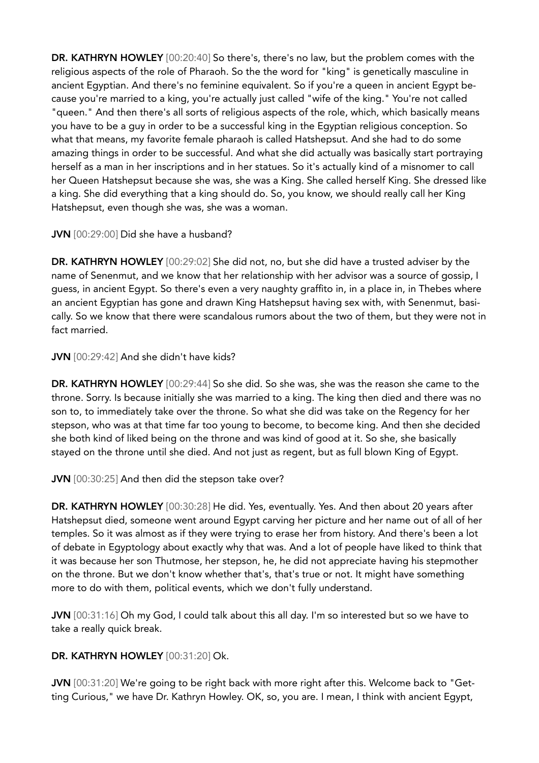**DR. KATHRYN HOWLEY** [00:20:40] So there's, there's no law, but the problem comes with the religious aspects of the role of Pharaoh. So the the word for "king" is genetically masculine in ancient Egyptian. And there's no feminine equivalent. So if you're a queen in ancient Egypt because you're married to a king, you're actually just called "wife of the king." You're not called "queen." And then there's all sorts of religious aspects of the role, which, which basically means you have to be a guy in order to be a successful king in the Egyptian religious conception. So what that means, my favorite female pharaoh is called Hatshepsut. And she had to do some amazing things in order to be successful. And what she did actually was basically start portraying herself as a man in her inscriptions and in her statues. So it's actually kind of a misnomer to call her Queen Hatshepsut because she was, she was a King. She called herself King. She dressed like a king. She did everything that a king should do. So, you know, we should really call her King Hatshepsut, even though she was, she was a woman.

**JVN** [00:29:00] Did she have a husband?

**DR. KATHRYN HOWLEY** [00:29:02] She did not, no, but she did have a trusted adviser by the name of Senenmut, and we know that her relationship with her advisor was a source of gossip, I guess, in ancient Egypt. So there's even a very naughty graffito in, in a place in, in Thebes where an ancient Egyptian has gone and drawn King Hatshepsut having sex with, with Senenmut, basically. So we know that there were scandalous rumors about the two of them, but they were not in fact married.

**JVN** [00:29:42] And she didn't have kids?

**DR. KATHRYN HOWLEY** [00:29:44] So she did. So she was, she was the reason she came to the throne. Sorry. Is because initially she was married to a king. The king then died and there was no son to, to immediately take over the throne. So what she did was take on the Regency for her stepson, who was at that time far too young to become, to become king. And then she decided she both kind of liked being on the throne and was kind of good at it. So she, she basically stayed on the throne until she died. And not just as regent, but as full blown King of Egypt.

**JVN** [00:30:25] And then did the stepson take over?

**DR. KATHRYN HOWLEY** [00:30:28] He did. Yes, eventually. Yes. And then about 20 years after Hatshepsut died, someone went around Egypt carving her picture and her name out of all of her temples. So it was almost as if they were trying to erase her from history. And there's been a lot of debate in Egyptology about exactly why that was. And a lot of people have liked to think that it was because her son Thutmose, her stepson, he, he did not appreciate having his stepmother on the throne. But we don't know whether that's, that's true or not. It might have something more to do with them, political events, which we don't fully understand.

**JVN** [00:31:16] Oh my God, I could talk about this all day. I'm so interested but so we have to take a really quick break.

**DR. KATHRYN HOWLEY** [00:31:20] Ok.

**JVN** [00:31:20] We're going to be right back with more right after this. Welcome back to "Getting Curious," we have Dr. Kathryn Howley. OK, so, you are. I mean, I think with ancient Egypt,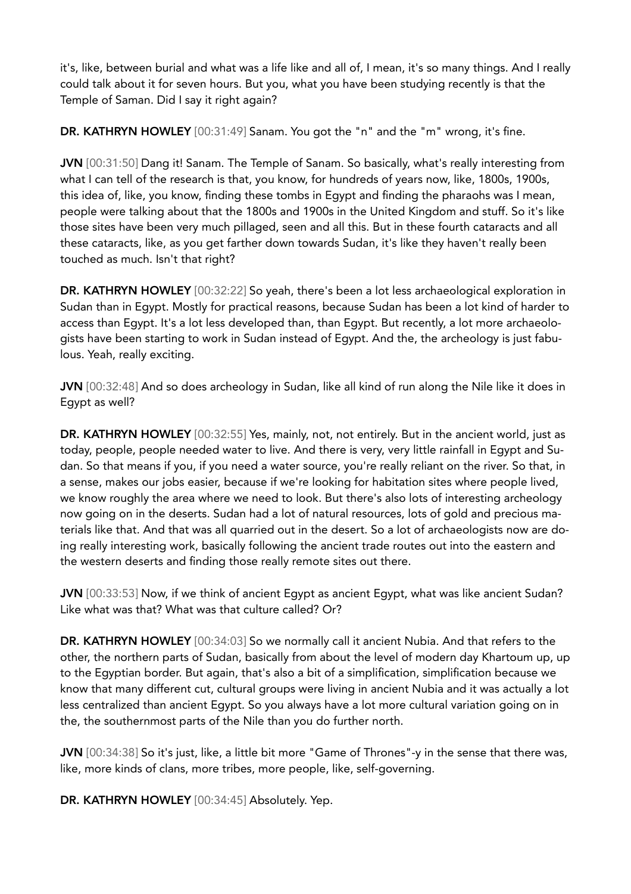it's, like, between burial and what was a life like and all of, I mean, it's so many things. And I really could talk about it for seven hours. But you, what you have been studying recently is that the Temple of Saman. Did I say it right again?

**DR. KATHRYN HOWLEY** [00:31:49] Sanam. You got the "n" and the "m" wrong, it's fine.

**JVN** [00:31:50] Dang it! Sanam. The Temple of Sanam. So basically, what's really interesting from what I can tell of the research is that, you know, for hundreds of years now, like, 1800s, 1900s, this idea of, like, you know, finding these tombs in Egypt and finding the pharaohs was I mean, people were talking about that the 1800s and 1900s in the United Kingdom and stuff. So it's like those sites have been very much pillaged, seen and all this. But in these fourth cataracts and all these cataracts, like, as you get farther down towards Sudan, it's like they haven't really been touched as much. Isn't that right?

**DR. KATHRYN HOWLEY** [00:32:22] So yeah, there's been a lot less archaeological exploration in Sudan than in Egypt. Mostly for practical reasons, because Sudan has been a lot kind of harder to access than Egypt. It's a lot less developed than, than Egypt. But recently, a lot more archaeologists have been starting to work in Sudan instead of Egypt. And the, the archeology is just fabulous. Yeah, really exciting.

**JVN** [00:32:48] And so does archeology in Sudan, like all kind of run along the Nile like it does in Egypt as well?

**DR. KATHRYN HOWLEY** [00:32:55] Yes, mainly, not, not entirely. But in the ancient world, just as today, people, people needed water to live. And there is very, very little rainfall in Egypt and Sudan. So that means if you, if you need a water source, you're really reliant on the river. So that, in a sense, makes our jobs easier, because if we're looking for habitation sites where people lived, we know roughly the area where we need to look. But there's also lots of interesting archeology now going on in the deserts. Sudan had a lot of natural resources, lots of gold and precious materials like that. And that was all quarried out in the desert. So a lot of archaeologists now are doing really interesting work, basically following the ancient trade routes out into the eastern and the western deserts and finding those really remote sites out there.

**JVN** [00:33:53] Now, if we think of ancient Egypt as ancient Egypt, what was like ancient Sudan? Like what was that? What was that culture called? Or?

**DR. KATHRYN HOWLEY** [00:34:03] So we normally call it ancient Nubia. And that refers to the other, the northern parts of Sudan, basically from about the level of modern day Khartoum up, up to the Egyptian border. But again, that's also a bit of a simplification, simplification because we know that many different cut, cultural groups were living in ancient Nubia and it was actually a lot less centralized than ancient Egypt. So you always have a lot more cultural variation going on in the, the southernmost parts of the Nile than you do further north.

**JVN** [00:34:38] So it's just, like, a little bit more "Game of Thrones"-y in the sense that there was, like, more kinds of clans, more tribes, more people, like, self-governing.

**DR. KATHRYN HOWLEY** [00:34:45] Absolutely. Yep.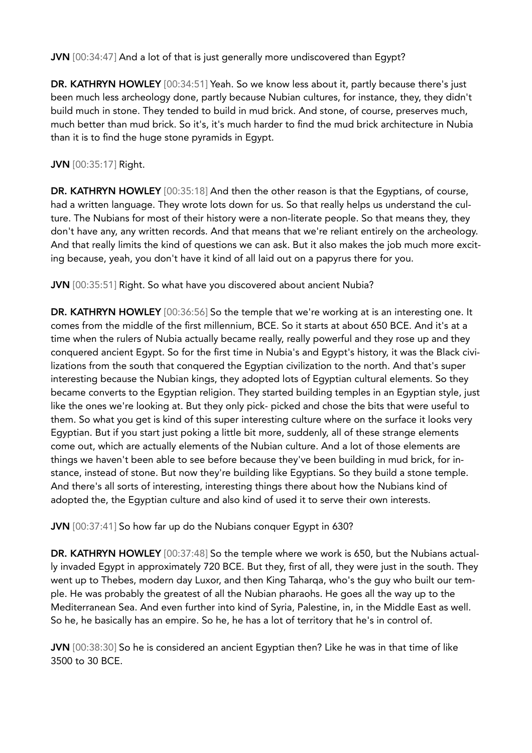**JVN** [00:34:47] And a lot of that is just generally more undiscovered than Egypt?

**DR. KATHRYN HOWLEY** [00:34:51] Yeah. So we know less about it, partly because there's just been much less archeology done, partly because Nubian cultures, for instance, they, they didn't build much in stone. They tended to build in mud brick. And stone, of course, preserves much, much better than mud brick. So it's, it's much harder to find the mud brick architecture in Nubia than it is to find the huge stone pyramids in Egypt.

**JVN** [00:35:17] Right.

**DR. KATHRYN HOWLEY** [00:35:18] And then the other reason is that the Egyptians, of course, had a written language. They wrote lots down for us. So that really helps us understand the culture. The Nubians for most of their history were a non-literate people. So that means they, they don't have any, any written records. And that means that we're reliant entirely on the archeology. And that really limits the kind of questions we can ask. But it also makes the job much more exciting because, yeah, you don't have it kind of all laid out on a papyrus there for you.

**JVN** [00:35:51] Right. So what have you discovered about ancient Nubia?

**DR. KATHRYN HOWLEY** [00:36:56] So the temple that we're working at is an interesting one. It comes from the middle of the first millennium, BCE. So it starts at about 650 BCE. And it's at a time when the rulers of Nubia actually became really, really powerful and they rose up and they conquered ancient Egypt. So for the first time in Nubia's and Egypt's history, it was the Black civilizations from the south that conquered the Egyptian civilization to the north. And that's super interesting because the Nubian kings, they adopted lots of Egyptian cultural elements. So they became converts to the Egyptian religion. They started building temples in an Egyptian style, just like the ones we're looking at. But they only pick- picked and chose the bits that were useful to them. So what you get is kind of this super interesting culture where on the surface it looks very Egyptian. But if you start just poking a little bit more, suddenly, all of these strange elements come out, which are actually elements of the Nubian culture. And a lot of those elements are things we haven't been able to see before because they've been building in mud brick, for instance, instead of stone. But now they're building like Egyptians. So they build a stone temple. And there's all sorts of interesting, interesting things there about how the Nubians kind of adopted the, the Egyptian culture and also kind of used it to serve their own interests.

**JVN** [00:37:41] So how far up do the Nubians conquer Egypt in 630?

**DR. KATHRYN HOWLEY** [00:37:48] So the temple where we work is 650, but the Nubians actually invaded Egypt in approximately 720 BCE. But they, first of all, they were just in the south. They went up to Thebes, modern day Luxor, and then King Taharqa, who's the guy who built our temple. He was probably the greatest of all the Nubian pharaohs. He goes all the way up to the Mediterranean Sea. And even further into kind of Syria, Palestine, in, in the Middle East as well. So he, he basically has an empire. So he, he has a lot of territory that he's in control of.

**JVN** [00:38:30] So he is considered an ancient Egyptian then? Like he was in that time of like 3500 to 30 BCE.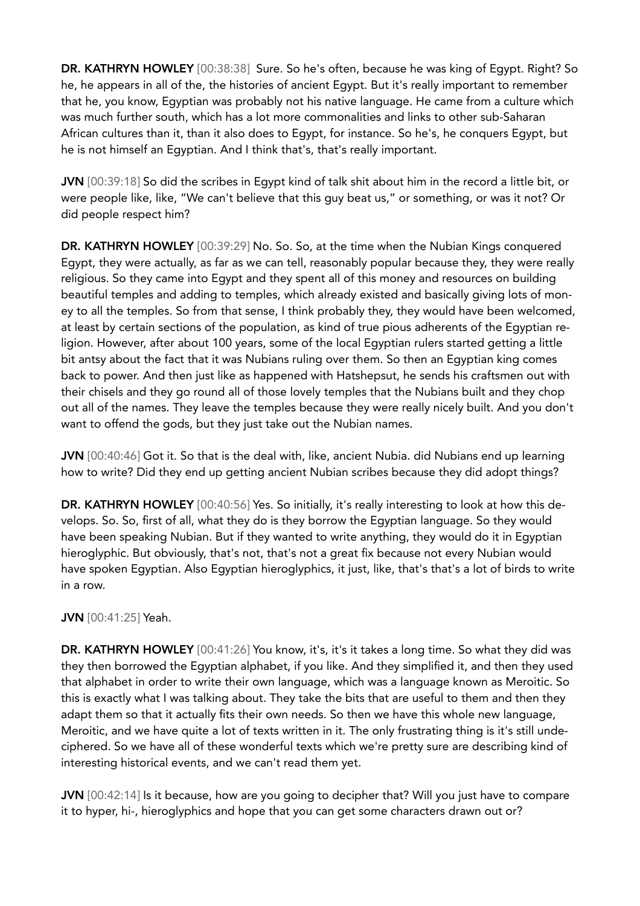**DR. KATHRYN HOWLEY** [00:38:38] Sure. So he's often, because he was king of Egypt. Right? So he, he appears in all of the, the histories of ancient Egypt. But it's really important to remember that he, you know, Egyptian was probably not his native language. He came from a culture which was much further south, which has a lot more commonalities and links to other sub-Saharan African cultures than it, than it also does to Egypt, for instance. So he's, he conquers Egypt, but he is not himself an Egyptian. And I think that's, that's really important.

**JVN** [00:39:18] So did the scribes in Egypt kind of talk shit about him in the record a little bit, or were people like, like, "We can't believe that this guy beat us," or something, or was it not? Or did people respect him?

**DR. KATHRYN HOWLEY** [00:39:29] No. So. So, at the time when the Nubian Kings conquered Egypt, they were actually, as far as we can tell, reasonably popular because they, they were really religious. So they came into Egypt and they spent all of this money and resources on building beautiful temples and adding to temples, which already existed and basically giving lots of money to all the temples. So from that sense, I think probably they, they would have been welcomed, at least by certain sections of the population, as kind of true pious adherents of the Egyptian religion. However, after about 100 years, some of the local Egyptian rulers started getting a little bit antsy about the fact that it was Nubians ruling over them. So then an Egyptian king comes back to power. And then just like as happened with Hatshepsut, he sends his craftsmen out with their chisels and they go round all of those lovely temples that the Nubians built and they chop out all of the names. They leave the temples because they were really nicely built. And you don't want to offend the gods, but they just take out the Nubian names.

**JVN** [00:40:46] Got it. So that is the deal with, like, ancient Nubia. did Nubians end up learning how to write? Did they end up getting ancient Nubian scribes because they did adopt things?

**DR. KATHRYN HOWLEY** [00:40:56] Yes. So initially, it's really interesting to look at how this develops. So. So, first of all, what they do is they borrow the Egyptian language. So they would have been speaking Nubian. But if they wanted to write anything, they would do it in Egyptian hieroglyphic. But obviously, that's not, that's not a great fix because not every Nubian would have spoken Egyptian. Also Egyptian hieroglyphics, it just, like, that's that's a lot of birds to write in a row.

**JVN** [00:41:25] Yeah.

**DR. KATHRYN HOWLEY** [00:41:26] You know, it's, it's it takes a long time. So what they did was they then borrowed the Egyptian alphabet, if you like. And they simplified it, and then they used that alphabet in order to write their own language, which was a language known as Meroitic. So this is exactly what I was talking about. They take the bits that are useful to them and then they adapt them so that it actually fits their own needs. So then we have this whole new language, Meroitic, and we have quite a lot of texts written in it. The only frustrating thing is it's still undeciphered. So we have all of these wonderful texts which we're pretty sure are describing kind of interesting historical events, and we can't read them yet.

**JVN** [00:42:14] Is it because, how are you going to decipher that? Will you just have to compare it to hyper, hi-, hieroglyphics and hope that you can get some characters drawn out or?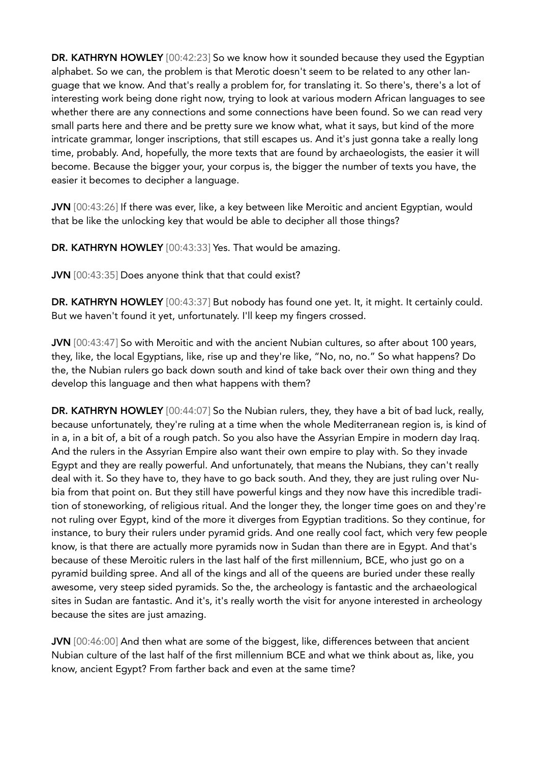**DR. KATHRYN HOWLEY** [00:42:23] So we know how it sounded because they used the Egyptian alphabet. So we can, the problem is that Merotic doesn't seem to be related to any other language that we know. And that's really a problem for, for translating it. So there's, there's a lot of interesting work being done right now, trying to look at various modern African languages to see whether there are any connections and some connections have been found. So we can read very small parts here and there and be pretty sure we know what, what it says, but kind of the more intricate grammar, longer inscriptions, that still escapes us. And it's just gonna take a really long time, probably. And, hopefully, the more texts that are found by archaeologists, the easier it will become. Because the bigger your, your corpus is, the bigger the number of texts you have, the easier it becomes to decipher a language.

**JVN** [00:43:26] If there was ever, like, a key between like Meroitic and ancient Egyptian, would that be like the unlocking key that would be able to decipher all those things?

**DR. KATHRYN HOWLEY** [00:43:33] Yes. That would be amazing.

**JVN** [00:43:35] Does anyone think that that could exist?

**DR. KATHRYN HOWLEY** [00:43:37] But nobody has found one yet. It, it might. It certainly could. But we haven't found it yet, unfortunately. I'll keep my fingers crossed.

**JVN** [00:43:47] So with Meroitic and with the ancient Nubian cultures, so after about 100 years, they, like, the local Egyptians, like, rise up and they're like, "No, no, no." So what happens? Do the, the Nubian rulers go back down south and kind of take back over their own thing and they develop this language and then what happens with them?

**DR. KATHRYN HOWLEY** [00:44:07] So the Nubian rulers, they, they have a bit of bad luck, really, because unfortunately, they're ruling at a time when the whole Mediterranean region is, is kind of in a, in a bit of, a bit of a rough patch. So you also have the Assyrian Empire in modern day Iraq. And the rulers in the Assyrian Empire also want their own empire to play with. So they invade Egypt and they are really powerful. And unfortunately, that means the Nubians, they can't really deal with it. So they have to, they have to go back south. And they, they are just ruling over Nubia from that point on. But they still have powerful kings and they now have this incredible tradition of stoneworking, of religious ritual. And the longer they, the longer time goes on and they're not ruling over Egypt, kind of the more it diverges from Egyptian traditions. So they continue, for instance, to bury their rulers under pyramid grids. And one really cool fact, which very few people know, is that there are actually more pyramids now in Sudan than there are in Egypt. And that's because of these Meroitic rulers in the last half of the first millennium, BCE, who just go on a pyramid building spree. And all of the kings and all of the queens are buried under these really awesome, very steep sided pyramids. So the, the archeology is fantastic and the archaeological sites in Sudan are fantastic. And it's, it's really worth the visit for anyone interested in archeology because the sites are just amazing.

**JVN** [00:46:00] And then what are some of the biggest, like, differences between that ancient Nubian culture of the last half of the first millennium BCE and what we think about as, like, you know, ancient Egypt? From farther back and even at the same time?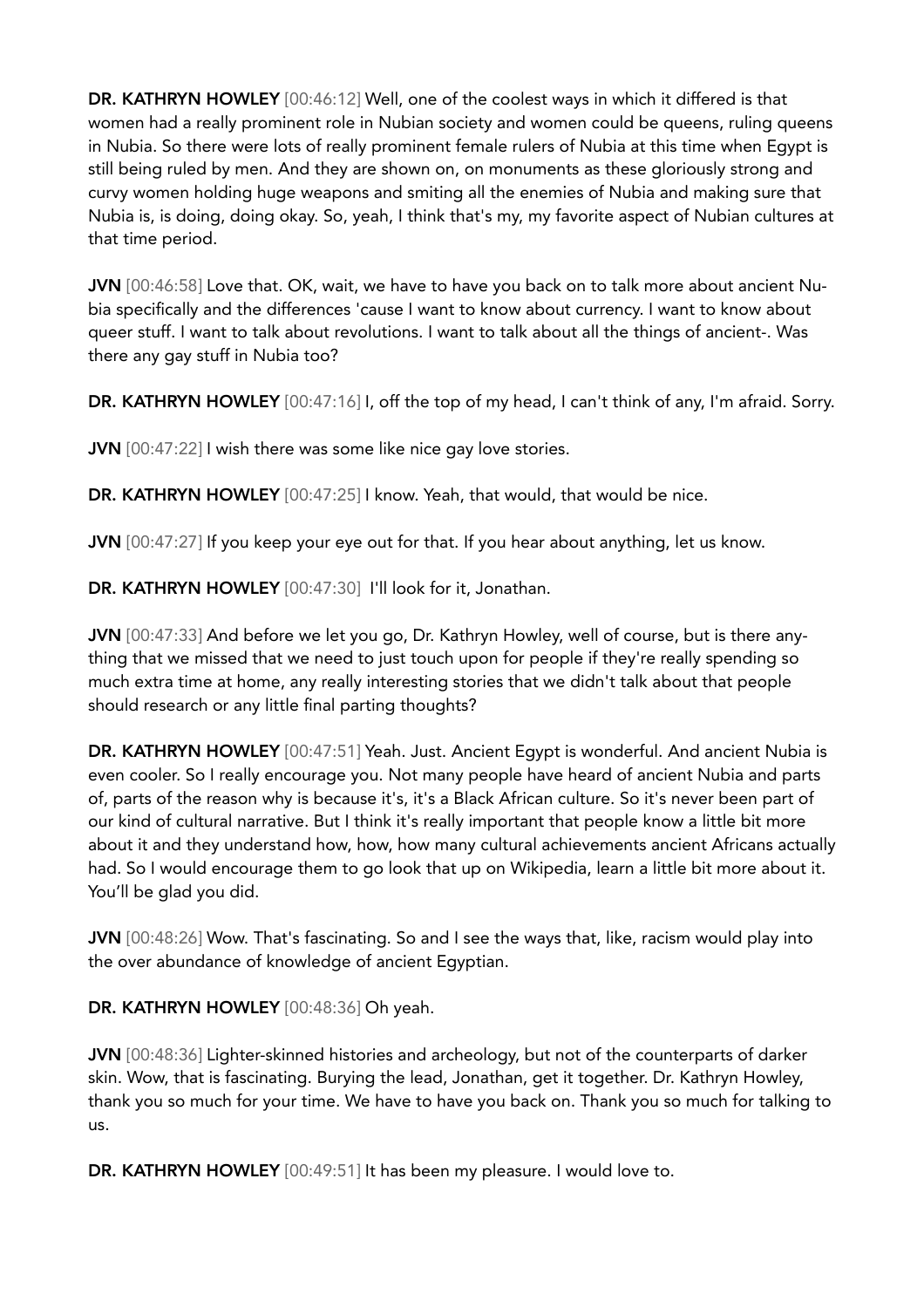**DR. KATHRYN HOWLEY** [00:46:12] Well, one of the coolest ways in which it differed is that women had a really prominent role in Nubian society and women could be queens, ruling queens in Nubia. So there were lots of really prominent female rulers of Nubia at this time when Egypt is still being ruled by men. And they are shown on, on monuments as these gloriously strong and curvy women holding huge weapons and smiting all the enemies of Nubia and making sure that Nubia is, is doing, doing okay. So, yeah, I think that's my, my favorite aspect of Nubian cultures at that time period.

**JVN** [00:46:58] Love that. OK, wait, we have to have you back on to talk more about ancient Nubia specifically and the differences 'cause I want to know about currency. I want to know about queer stuff. I want to talk about revolutions. I want to talk about all the things of ancient-. Was there any gay stuff in Nubia too?

**DR. KATHRYN HOWLEY** [00:47:16] I, off the top of my head, I can't think of any, I'm afraid. Sorry.

**JVN** [00:47:22] I wish there was some like nice gay love stories.

**DR. KATHRYN HOWLEY** [00:47:25] I know. Yeah, that would, that would be nice.

**JVN** [00:47:27] If you keep your eye out for that. If you hear about anything, let us know.

**DR. KATHRYN HOWLEY** [00:47:30] I'll look for it, Jonathan.

**JVN** [00:47:33] And before we let you go, Dr. Kathryn Howley, well of course, but is there anything that we missed that we need to just touch upon for people if they're really spending so much extra time at home, any really interesting stories that we didn't talk about that people should research or any little final parting thoughts?

**DR. KATHRYN HOWLEY** [00:47:51] Yeah. Just. Ancient Egypt is wonderful. And ancient Nubia is even cooler. So I really encourage you. Not many people have heard of ancient Nubia and parts of, parts of the reason why is because it's, it's a Black African culture. So it's never been part of our kind of cultural narrative. But I think it's really important that people know a little bit more about it and they understand how, how, how many cultural achievements ancient Africans actually had. So I would encourage them to go look that up on Wikipedia, learn a little bit more about it. You'll be glad you did.

**JVN** [00:48:26] Wow. That's fascinating. So and I see the ways that, like, racism would play into the over abundance of knowledge of ancient Egyptian.

**DR. KATHRYN HOWLEY** [00:48:36] Oh yeah.

**JVN** [00:48:36] Lighter-skinned histories and archeology, but not of the counterparts of darker skin. Wow, that is fascinating. Burying the lead, Jonathan, get it together. Dr. Kathryn Howley, thank you so much for your time. We have to have you back on. Thank you so much for talking to us.

**DR. KATHRYN HOWLEY** [00:49:51] It has been my pleasure. I would love to.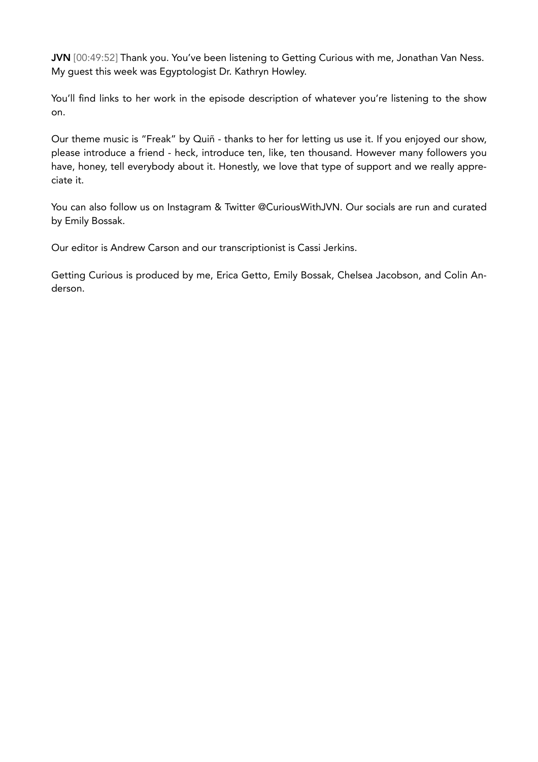**JVN** [00:49:52] Thank you. You've been listening to Getting Curious with me, Jonathan Van Ness. My guest this week was Egyptologist Dr. Kathryn Howley.

You'll find links to her work in the episode description of whatever you're listening to the show on.

Our theme music is "Freak" by Quiñ - thanks to her for letting us use it. If you enjoyed our show, please introduce a friend - heck, introduce ten, like, ten thousand. However many followers you have, honey, tell everybody about it. Honestly, we love that type of support and we really appreciate it.

You can also follow us on Instagram & Twitter @CuriousWithJVN. Our socials are run and curated by Emily Bossak.

Our editor is Andrew Carson and our transcriptionist is Cassi Jerkins.

Getting Curious is produced by me, Erica Getto, Emily Bossak, Chelsea Jacobson, and Colin Anderson.